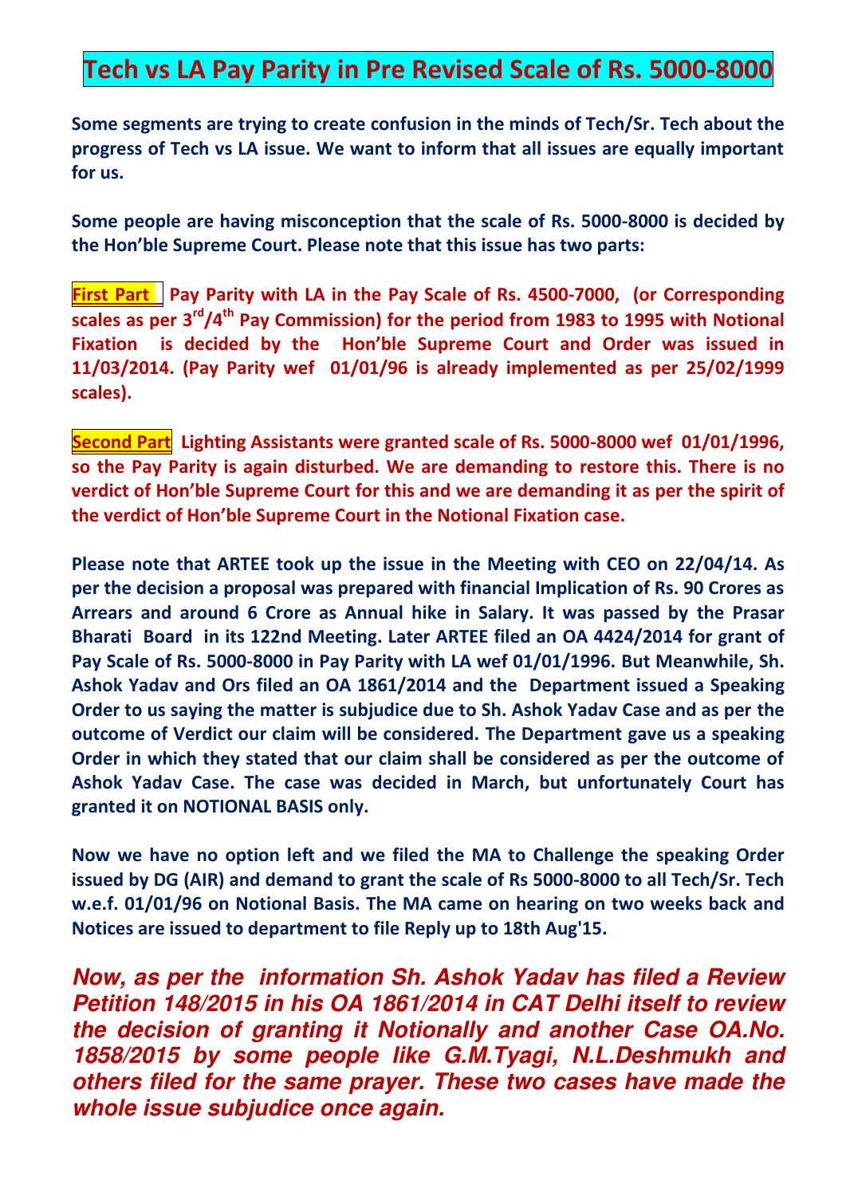# Tech vs LA Pay Parity in Pre Revised Scale of Rs. 5000-8000

**Some segments are trying to create confusion in the minds of Tech/Sr. Tech about the progress of Tech vs LA issue. We want to inform that all issues are equally important for us.**

**Some people are having misconception that the scale of Rs. 5000-8000 is decided by the Hon'ble Supreme Court. Please note that this issue has two parts:**

**First Part** **Pay Parity with LA in the Pay Scale of Rs. 4500-7000, (or Corresponding scales as per 3rd/4th Pay Commission) for the period from 1983 to 1995 with Notional Fixation is decided by the Hon'ble Supreme Court and Order was issued in 11/03/2014. (Pay Parity wef 01/01/96 is already implemented as per 25/02/1999 scales).**

**Second Part** **Lighting Assistants were granted scale of Rs. 5000-8000 wef 01/01/1996, so the Pay Parity is again disturbed. We are demanding to restore this. There is no verdict of Hon'ble Supreme Court for this and we are demanding it as per the spirit of the verdict of Hon'ble Supreme Court in the Notional Fixation case.**

**Please note that ARTEE took up the issue in the Meeting with CEO on 22/04/14. As per the decision a proposal was prepared with financial Implication of Rs. 90 Crores as Arrears and around 6 Crore as Annual hike in Salary. It was passed by the Prasar Bharati Board in its 122nd Meeting. Later ARTEE filed an OA 4424/2014 for grant of Pay Scale of Rs. 5000-8000 in Pay Parity with LA wef 01/01/1996. But Meanwhile, Sh. Ashok Yadav and Ors filed an OA 1861/2014 and the Department issued a Speaking Order to us saying the matter is subjudice due to Sh. Ashok Yadav Case and as per the outcome of Verdict our claim will be considered. The Department gave us a speaking Order in which they stated that our claim shall be considered as per the outcome of Ashok Yadav Case. The case was decided in March, but unfortunately Court has granted it on NOTIONAL BASIS only.**

**Now we have no option left and we filed the MA to Challenge the speaking Order issued by DG (AIR) and demand to grant the scale of Rs 5000-8000 to all Tech/Sr. Tech w.e.f. 01/01/96 on Notional Basis. The MA came on hearing on two weeks back and Notices are issued to department to file Reply up to 18th Aug'15.**

***Now, as per the information Sh. Ashok Yadav has filed a Review Petition 148/2015 in his OA 1861/2014 in CAT Delhi itself to review the decision of granting it Notionally and another Case OA.No. 1858/2015 by some people like G.M.Tyagi, N.L.Deshmukh and others filed for the same prayer. These two cases have made the whole issue subjudice once again.***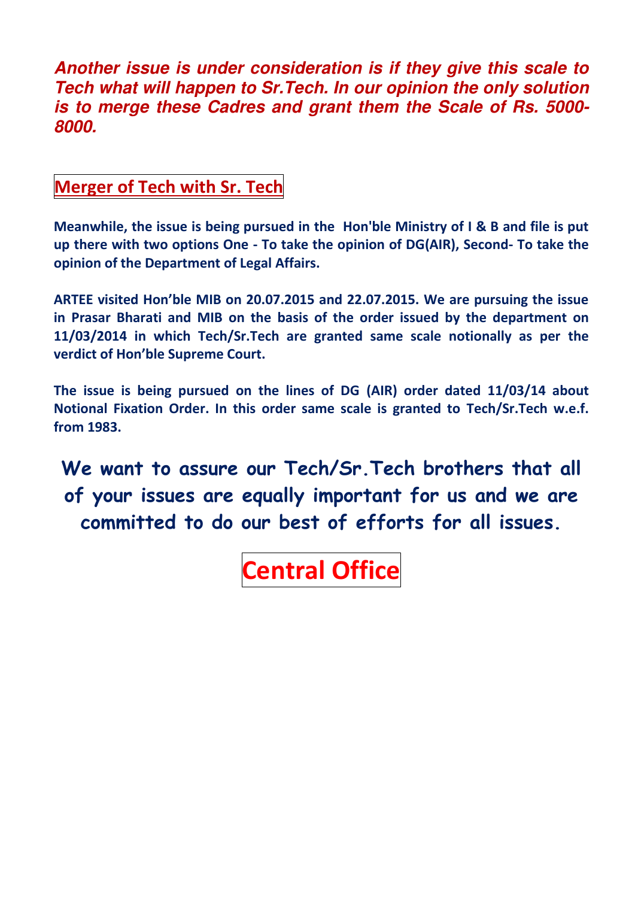***Another issue is under consideration is if they give this scale to Tech what will happen to Sr.Tech. In our opinion the only solution is to merge these Cadres and grant them the Scale of Rs. 5000-8000.***

## Merger of Tech with Sr. Tech

**Meanwhile, the issue is being pursued in the Hon'ble Ministry of I & B and file is put up there with two options One - To take the opinion of DG(AIR), Second- To take the opinion of the Department of Legal Affairs.**

**ARTEE visited Hon'ble MIB on 20.07.2015 and 22.07.2015. We are pursuing the issue in Prasar Bharati and MIB on the basis of the order issued by the department on 11/03/2014 in which Tech/Sr.Tech are granted same scale notionally as per the verdict of Hon'ble Supreme Court.**

**The issue is being pursued on the lines of DG (AIR) order dated 11/03/14 about Notional Fixation Order. In this order same scale is granted to Tech/Sr.Tech w.e.f. from 1983.**

**We want to assure our Tech/Sr.Tech brothers that all of your issues are equally important for us and we are committed to do our best of efforts for all issues.**

# Central Office